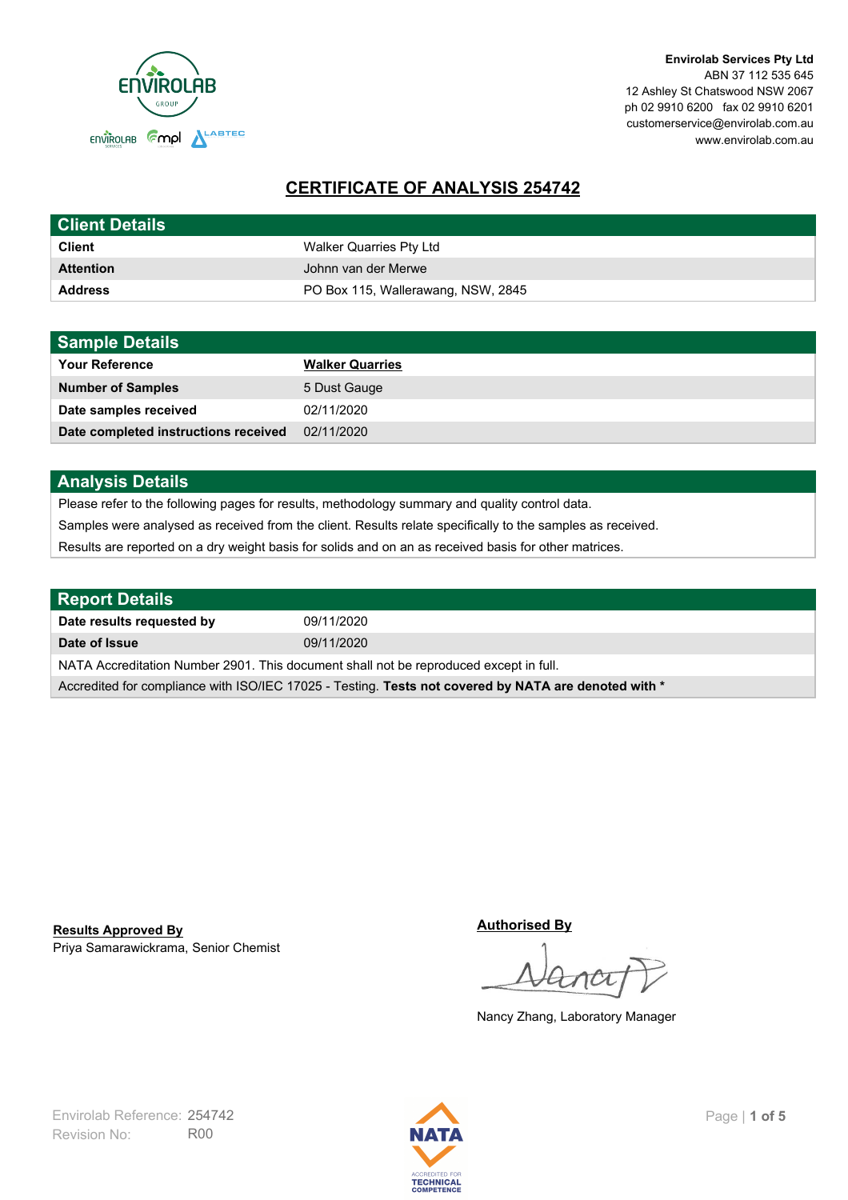**Envirolab Services Pty Ltd**
ABN 37 112 535 645
12 Ashley St Chatswood NSW 2067
ph 02 9910 6200 fax 02 9910 6201
customerservice@envirolab.com.au
www.envirolab.com.au

# CERTIFICATE OF ANALYSIS 254742

## Client Details

| | |
|---|---|
| **Client** | Walker Quarries Pty Ltd |
| **Attention** | Johnn van der Merwe |
| **Address** | PO Box 115, Wallerawang, NSW, 2845 |

## Sample Details

| | |
|---|---|
| **Your Reference** | **Walker Quarries** |
| **Number of Samples** | 5 Dust Gauge |
| **Date samples received** | 02/11/2020 |
| **Date completed instructions received** | 02/11/2020 |

## Analysis Details

Please refer to the following pages for results, methodology summary and quality control data.

Samples were analysed as received from the client. Results relate specifically to the samples as received.

Results are reported on a dry weight basis for solids and on an as received basis for other matrices.

## Report Details

| | |
|---|---|
| **Date results requested by** | 09/11/2020 |
| **Date of Issue** | 09/11/2020 |

NATA Accreditation Number 2901. This document shall not be reproduced except in full.

Accredited for compliance with ISO/IEC 17025 - Testing. **Tests not covered by NATA are denoted with ***

**Results Approved By**
Priya Samarawickrama, Senior Chemist

**Authorised By**

Nancy Zhang, Laboratory Manager

Envirolab Reference: 254742
Revision No: R00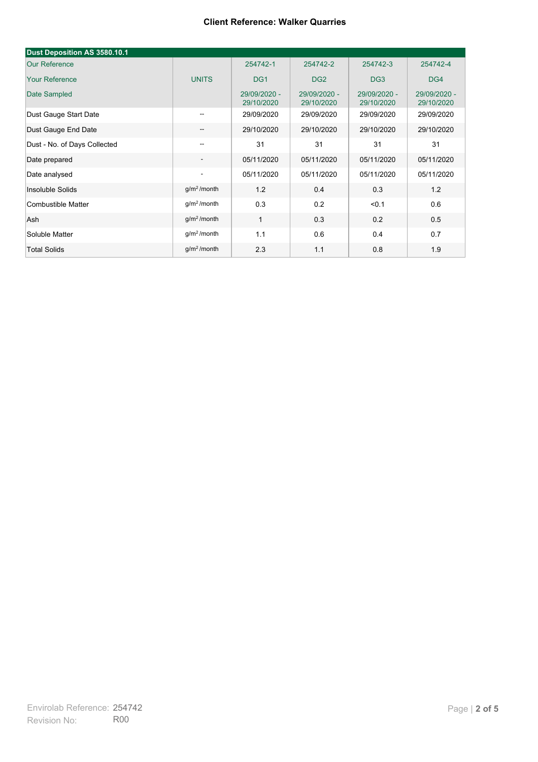**Client Reference: Walker Quarries**

| Dust Deposition AS 3580.10.1 | | | | | |
|---|---|---|---|---|---|
| Our Reference | | 254742-1 | 254742-2 | 254742-3 | 254742-4 |
| Your Reference | UNITS | DG1 | DG2 | DG3 | DG4 |
| Date Sampled | | 29/09/2020 - 29/10/2020 | 29/09/2020 - 29/10/2020 | 29/09/2020 - 29/10/2020 | 29/09/2020 - 29/10/2020 |
| Dust Gauge Start Date | -- | 29/09/2020 | 29/09/2020 | 29/09/2020 | 29/09/2020 |
| Dust Gauge End Date | -- | 29/10/2020 | 29/10/2020 | 29/10/2020 | 29/10/2020 |
| Dust - No. of Days Collected | -- | 31 | 31 | 31 | 31 |
| Date prepared | - | 05/11/2020 | 05/11/2020 | 05/11/2020 | 05/11/2020 |
| Date analysed | - | 05/11/2020 | 05/11/2020 | 05/11/2020 | 05/11/2020 |
| Insoluble Solids | $g/m^2$/month | 1.2 | 0.4 | 0.3 | 1.2 |
| Combustible Matter | $g/m^2$/month | 0.3 | 0.2 | <0.1 | 0.6 |
| Ash | $g/m^2$/month | 1 | 0.3 | 0.2 | 0.5 |
| Soluble Matter | $g/m^2$/month | 1.1 | 0.6 | 0.4 | 0.7 |
| Total Solids | $g/m^2$/month | 2.3 | 1.1 | 0.8 | 1.9 |

Envirolab Reference: 254742
Revision No: R00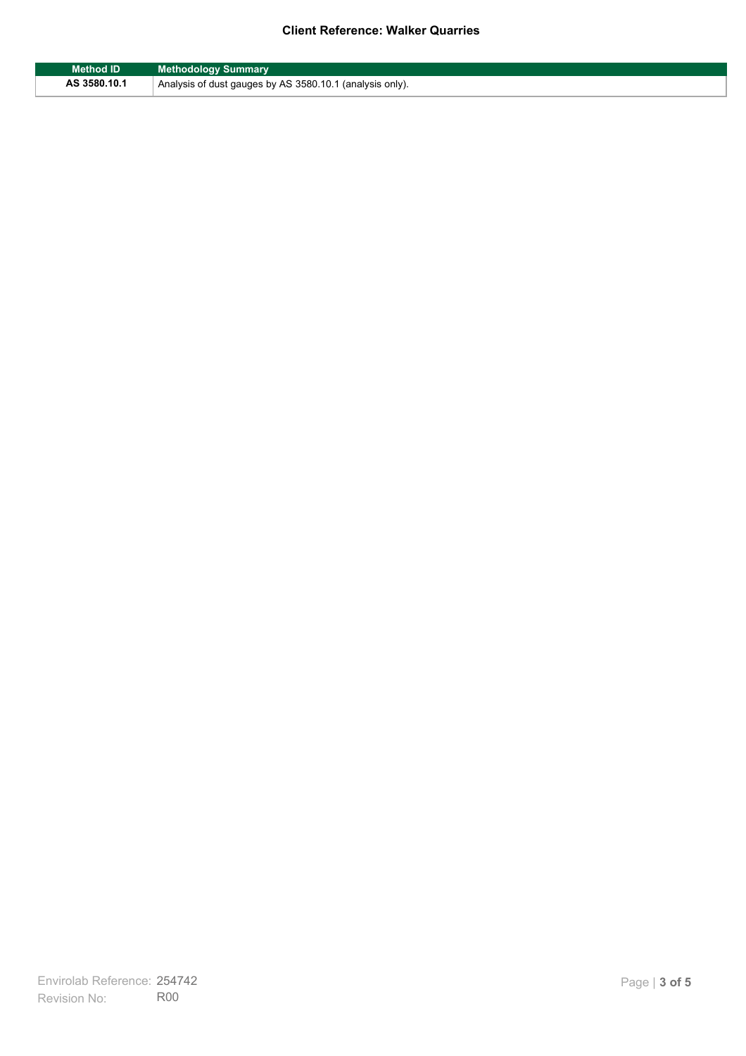| Method ID | Methodology Summary |
| --- | --- |
| AS 3580.10.1 | Analysis of dust gauges by AS 3580.10.1 (analysis only). |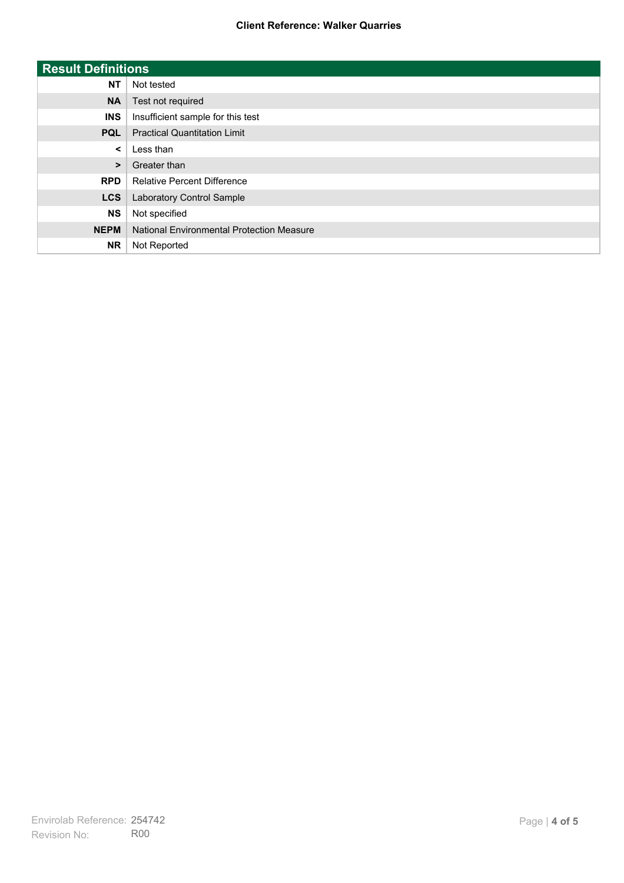| Result Definitions | |
|---|---|
| NT | Not tested |
| NA | Test not required |
| INS | Insufficient sample for this test |
| PQL | Practical Quantitation Limit |
| < | Less than |
| > | Greater than |
| RPD | Relative Percent Difference |
| LCS | Laboratory Control Sample |
| NS | Not specified |
| NEPM | National Environmental Protection Measure |
| NR | Not Reported |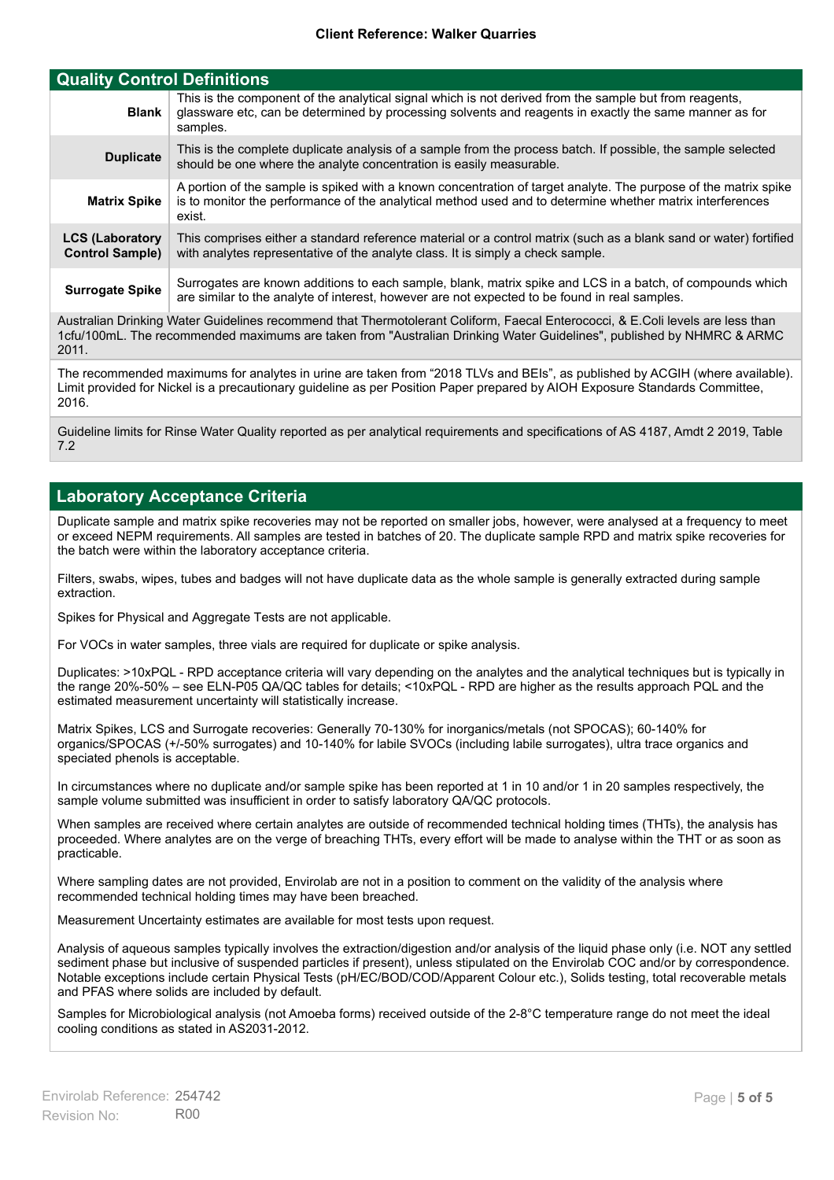**Client Reference: Walker Quarries**

## Quality Control Definitions

| | |
|---|---|
| **Blank** | This is the component of the analytical signal which is not derived from the sample but from reagents, glassware etc, can be determined by processing solvents and reagents in exactly the same manner as for samples. |
| **Duplicate** | This is the complete duplicate analysis of a sample from the process batch. If possible, the sample selected should be one where the analyte concentration is easily measurable. |
| **Matrix Spike** | A portion of the sample is spiked with a known concentration of target analyte. The purpose of the matrix spike is to monitor the performance of the analytical method used and to determine whether matrix interferences exist. |
| **LCS (Laboratory Control Sample)** | This comprises either a standard reference material or a control matrix (such as a blank sand or water) fortified with analytes representative of the analyte class. It is simply a check sample. |
| **Surrogate Spike** | Surrogates are known additions to each sample, blank, matrix spike and LCS in a batch, of compounds which are similar to the analyte of interest, however are not expected to be found in real samples. |

Australian Drinking Water Guidelines recommend that Thermotolerant Coliform, Faecal Enterococci, & E.Coli levels are less than 1cfu/100mL. The recommended maximums are taken from "Australian Drinking Water Guidelines", published by NHMRC & ARMC 2011.

The recommended maximums for analytes in urine are taken from “2018 TLVs and BEIs”, as published by ACGIH (where available). Limit provided for Nickel is a precautionary guideline as per Position Paper prepared by AIOH Exposure Standards Committee, 2016.

Guideline limits for Rinse Water Quality reported as per analytical requirements and specifications of AS 4187, Amdt 2 2019, Table 7.2

## Laboratory Acceptance Criteria

Duplicate sample and matrix spike recoveries may not be reported on smaller jobs, however, were analysed at a frequency to meet or exceed NEPM requirements. All samples are tested in batches of 20. The duplicate sample RPD and matrix spike recoveries for the batch were within the laboratory acceptance criteria.

Filters, swabs, wipes, tubes and badges will not have duplicate data as the whole sample is generally extracted during sample extraction.

Spikes for Physical and Aggregate Tests are not applicable.

For VOCs in water samples, three vials are required for duplicate or spike analysis.

Duplicates: >10xPQL - RPD acceptance criteria will vary depending on the analytes and the analytical techniques but is typically in the range 20%-50% – see ELN-P05 QA/QC tables for details; <10xPQL - RPD are higher as the results approach PQL and the estimated measurement uncertainty will statistically increase.

Matrix Spikes, LCS and Surrogate recoveries: Generally 70-130% for inorganics/metals (not SPOCAS); 60-140% for organics/SPOCAS (+/-50% surrogates) and 10-140% for labile SVOCs (including labile surrogates), ultra trace organics and speciated phenols is acceptable.

In circumstances where no duplicate and/or sample spike has been reported at 1 in 10 and/or 1 in 20 samples respectively, the sample volume submitted was insufficient in order to satisfy laboratory QA/QC protocols.

When samples are received where certain analytes are outside of recommended technical holding times (THTs), the analysis has proceeded. Where analytes are on the verge of breaching THTs, every effort will be made to analyse within the THT or as soon as practicable.

Where sampling dates are not provided, Envirolab are not in a position to comment on the validity of the analysis where recommended technical holding times may have been breached.

Measurement Uncertainty estimates are available for most tests upon request.

Analysis of aqueous samples typically involves the extraction/digestion and/or analysis of the liquid phase only (i.e. NOT any settled sediment phase but inclusive of suspended particles if present), unless stipulated on the Envirolab COC and/or by correspondence. Notable exceptions include certain Physical Tests (pH/EC/BOD/COD/Apparent Colour etc.), Solids testing, total recoverable metals and PFAS where solids are included by default.

Samples for Microbiological analysis (not Amoeba forms) received outside of the 2-8°C temperature range do not meet the ideal cooling conditions as stated in AS2031-2012.

Envirolab Reference: 254742
Revision No: R00